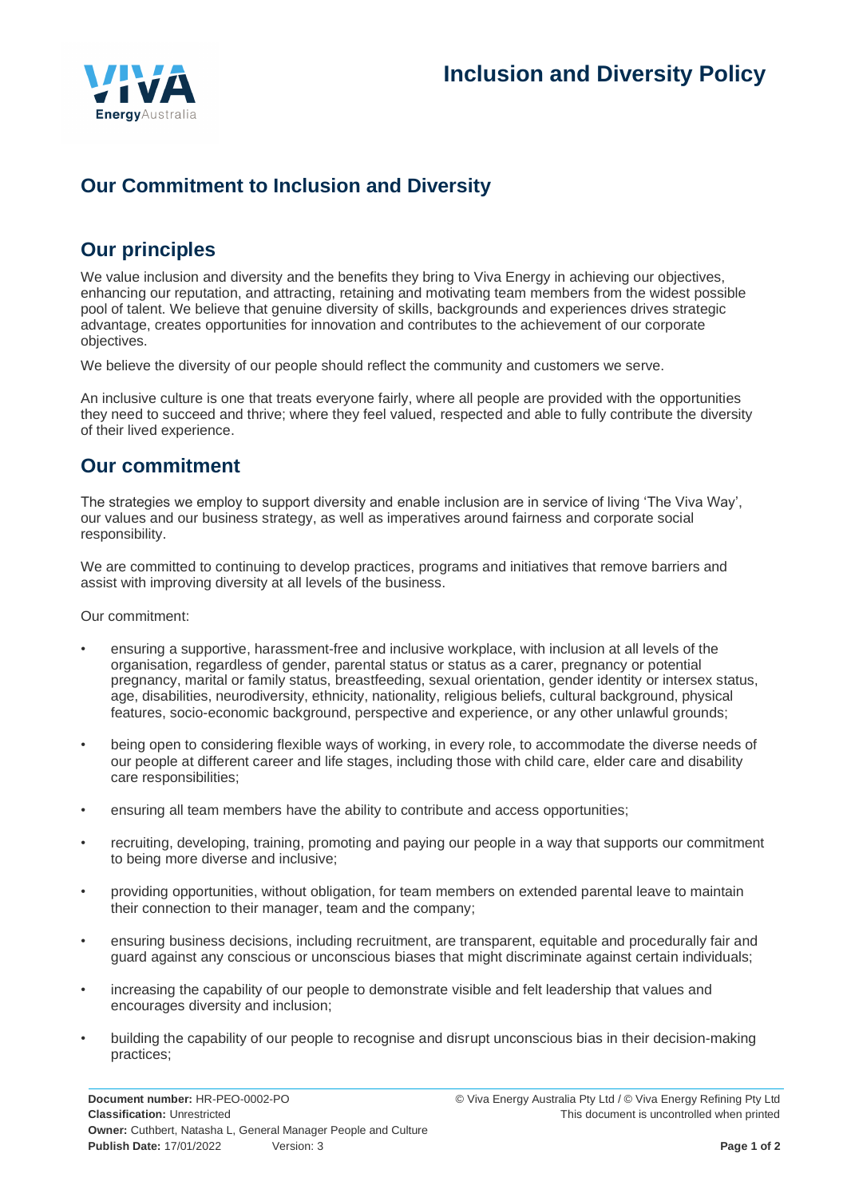# Inclusion and Diversity Policy

## Our Commitment to Inclusion and Diversity

## Our principles

We value inclusion and diversity and the benefits they bring to Viva Energy in achieving our objectives, enhancing our reputation, and attracting, retaining and motivating team members from the widest possible pool of talent. We believe that genuine diversity of skills, backgrounds and experiences drives strategic advantage, creates opportunities for innovation and contributes to the achievement of our corporate objectives.

We believe the diversity of our people should reflect the community and customers we serve.

An inclusive culture is one that treats everyone fairly, where all people are provided with the opportunities they need to succeed and thrive; where they feel valued, respected and able to fully contribute the diversity of their lived experience.

## Our commitment

The strategies we employ to support diversity and enable inclusion are in service of living 'The Viva Way', our values and our business strategy, as well as imperatives around fairness and corporate social responsibility.

We are committed to continuing to develop practices, programs and initiatives that remove barriers and assist with improving diversity at all levels of the business.

Our commitment:

- ensuring a supportive, harassment-free and inclusive workplace, with inclusion at all levels of the organisation, regardless of gender, parental status or status as a carer, pregnancy or potential pregnancy, marital or family status, breastfeeding, sexual orientation, gender identity or intersex status, age, disabilities, neurodiversity, ethnicity, nationality, religious beliefs, cultural background, physical features, socio-economic background, perspective and experience, or any other unlawful grounds;
- being open to considering flexible ways of working, in every role, to accommodate the diverse needs of our people at different career and life stages, including those with child care, elder care and disability care responsibilities;
- ensuring all team members have the ability to contribute and access opportunities;
- recruiting, developing, training, promoting and paying our people in a way that supports our commitment to being more diverse and inclusive;
- providing opportunities, without obligation, for team members on extended parental leave to maintain their connection to their manager, team and the company;
- ensuring business decisions, including recruitment, are transparent, equitable and procedurally fair and guard against any conscious or unconscious biases that might discriminate against certain individuals;
- increasing the capability of our people to demonstrate visible and felt leadership that values and encourages diversity and inclusion;
- building the capability of our people to recognise and disrupt unconscious bias in their decision-making practices;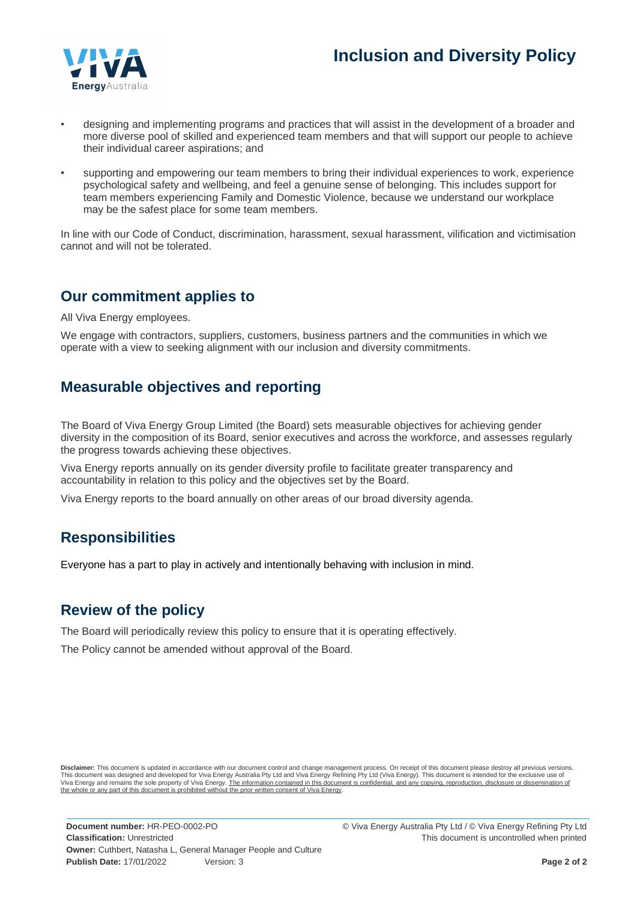- designing and implementing programs and practices that will assist in the development of a broader and more diverse pool of skilled and experienced team members and that will support our people to achieve their individual career aspirations; and
- supporting and empowering our team members to bring their individual experiences to work, experience psychological safety and wellbeing, and feel a genuine sense of belonging. This includes support for team members experiencing Family and Domestic Violence, because we understand our workplace may be the safest place for some team members.

In line with our Code of Conduct, discrimination, harassment, sexual harassment, vilification and victimisation cannot and will not be tolerated.

## Our commitment applies to

All Viva Energy employees.

We engage with contractors, suppliers, customers, business partners and the communities in which we operate with a view to seeking alignment with our inclusion and diversity commitments.

## Measurable objectives and reporting

The Board of Viva Energy Group Limited (the Board) sets measurable objectives for achieving gender diversity in the composition of its Board, senior executives and across the workforce, and assesses regularly the progress towards achieving these objectives.

Viva Energy reports annually on its gender diversity profile to facilitate greater transparency and accountability in relation to this policy and the objectives set by the Board.

Viva Energy reports to the board annually on other areas of our broad diversity agenda.

## Responsibilities

Everyone has a part to play in actively and intentionally behaving with inclusion in mind.

## Review of the policy

The Board will periodically review this policy to ensure that it is operating effectively.

The Policy cannot be amended without approval of the Board.

**Disclaimer:** This document is updated in accordance with our document control and change management process. On receipt of this document please destroy all previous versions. This document was designed and developed for Viva Energy Australia Pty Ltd and Viva Energy Refining Pty Ltd (Viva Energy). This document is intended for the exclusive use of Viva Energy and remains the sole property of Viva Energy. The information contained in this document is confidential, and any copying, reproduction, disclosure or dissemination of the whole or any part of this document is prohibited without the prior written consent of Viva Energy.

**Document number:** HR-PEO-0002-PO
**Classification:** Unrestricted
**Owner:** Cuthbert, Natasha L, General Manager People and Culture
**Publish Date:** 17/01/2022 Version: 3

© Viva Energy Australia Pty Ltd / © Viva Energy Refining Pty Ltd
This document is uncontrolled when printed